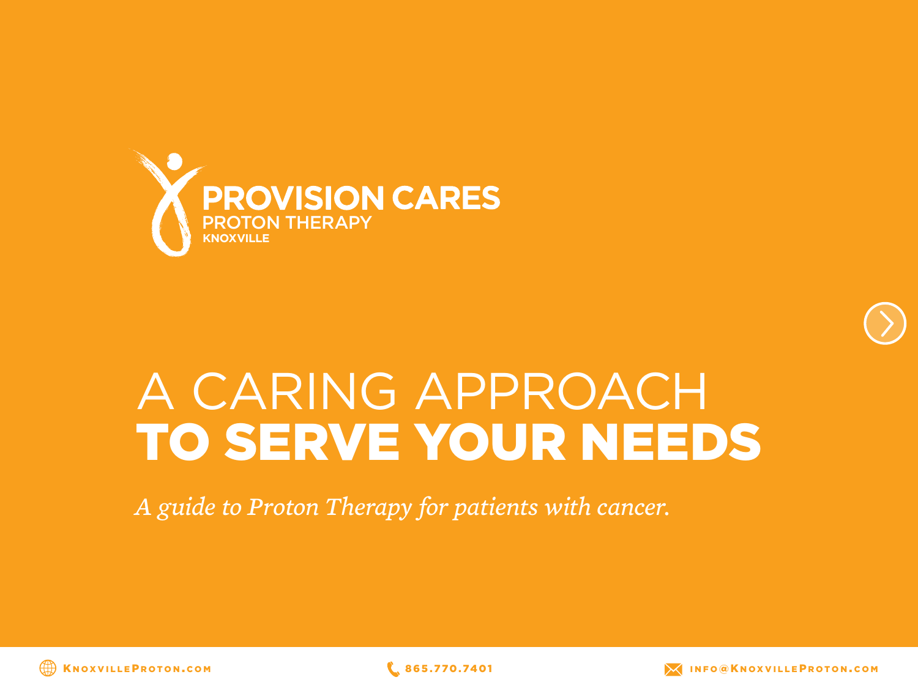**PROVISION CARES**
PROTON THERAPY
KNOXVILLE

# A CARING APPROACH **TO SERVE YOUR NEEDS**

*A guide to Proton Therapy for patients with cancer.*

KnoxvilleProton.com 865.770.7401 info@KnoxvilleProton.com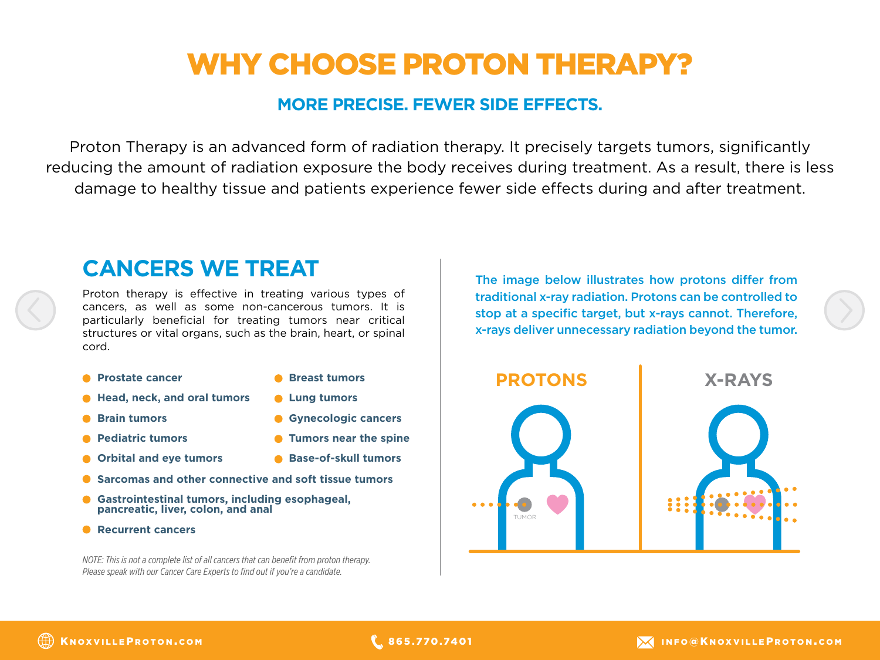# WHY CHOOSE PROTON THERAPY?

## MORE PRECISE. FEWER SIDE EFFECTS.

Proton Therapy is an advanced form of radiation therapy. It precisely targets tumors, significantly reducing the amount of radiation exposure the body receives during treatment. As a result, there is less damage to healthy tissue and patients experience fewer side effects during and after treatment.

## CANCERS WE TREAT

Proton therapy is effective in treating various types of cancers, as well as some non-cancerous tumors. It is particularly beneficial for treating tumors near critical structures or vital organs, such as the brain, heart, or spinal cord.

- **Prostate cancer**
- **Head, neck, and oral tumors**
- **Brain tumors**
- **Pediatric tumors**
- **Orbital and eye tumors**
- **Breast tumors**
- **Lung tumors**
- **Gynecologic cancers**
- **Tumors near the spine**
- **Base-of-skull tumors**
- **Sarcomas and other connective and soft tissue tumors**
- **Gastrointestinal tumors, including esophageal, pancreatic, liver, colon, and anal**
- **Recurrent cancers**

*NOTE: This is not a complete list of all cancers that can benefit from proton therapy. Please speak with our Cancer Care Experts to find out if you're a candidate.*

The image below illustrates how protons differ from traditional x-ray radiation. Protons can be controlled to stop at a specific target, but x-rays cannot. Therefore, x-rays deliver unnecessary radiation beyond the tumor.

**PROTONS** | **X-RAYS**

TUMOR

KnoxvilleProton.com | 865.770.7401 | info@KnoxvilleProton.com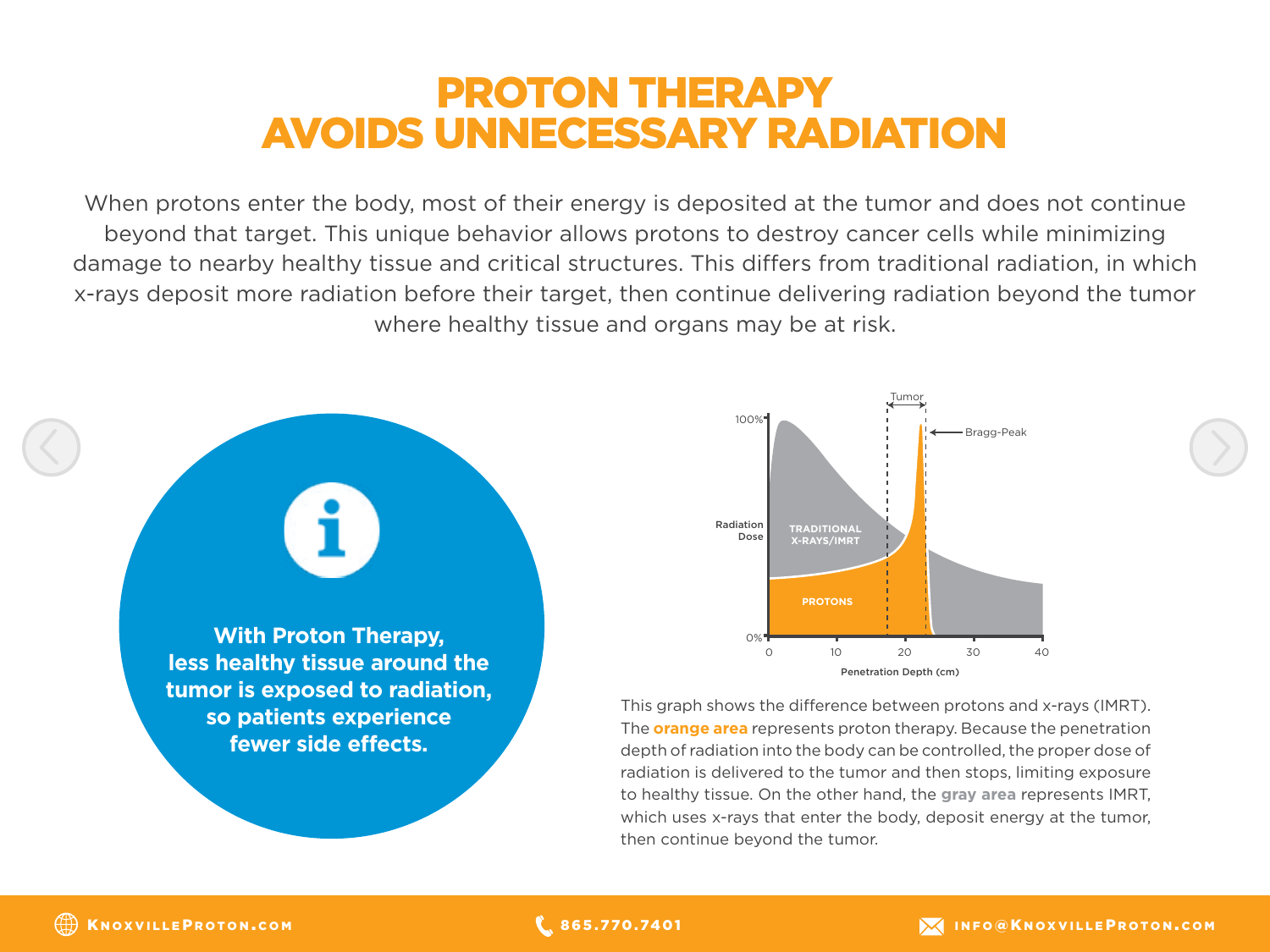# PROTON THERAPY AVOIDS UNNECESSARY RADIATION

When protons enter the body, most of their energy is deposited at the tumor and does not continue beyond that target. This unique behavior allows protons to destroy cancer cells while minimizing damage to nearby healthy tissue and critical structures. This differs from traditional radiation, in which x-rays deposit more radiation before their target, then continue delivering radiation beyond the tumor where healthy tissue and organs may be at risk.

**With Proton Therapy, less healthy tissue around the tumor is exposed to radiation, so patients experience fewer side effects.**

This graph shows the difference between protons and x-rays (IMRT). The **orange area** represents proton therapy. Because the penetration depth of radiation into the body can be controlled, the proper dose of radiation is delivered to the tumor and then stops, limiting exposure to healthy tissue. On the other hand, the **gray area** represents IMRT, which uses x-rays that enter the body, deposit energy at the tumor, then continue beyond the tumor.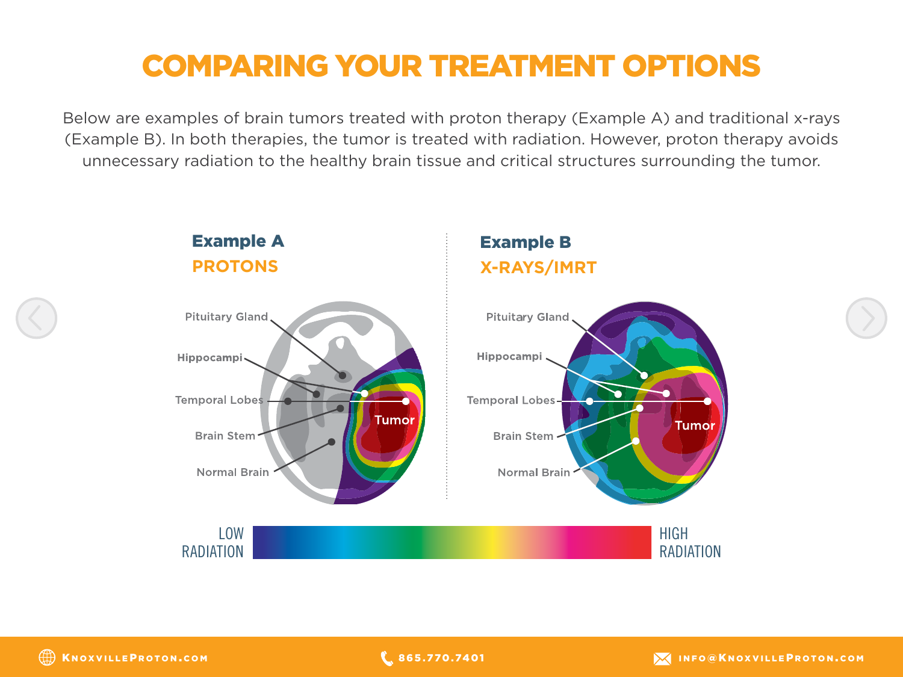# COMPARING YOUR TREATMENT OPTIONS

Below are examples of brain tumors treated with proton therapy (Example A) and traditional x-rays (Example B). In both therapies, the tumor is treated with radiation. However, proton therapy avoids unnecessary radiation to the healthy brain tissue and critical structures surrounding the tumor.

## Example A

**PROTONS**

Pituitary Gland

Hippocampi

Temporal Lobes

Brain Stem

Normal Brain

Tumor

## Example B

**X-RAYS/IMRT**

Pituitary Gland

Hippocampi

Temporal Lobes

Brain Stem

Normal Brain

Tumor

LOW RADIATION — HIGH RADIATION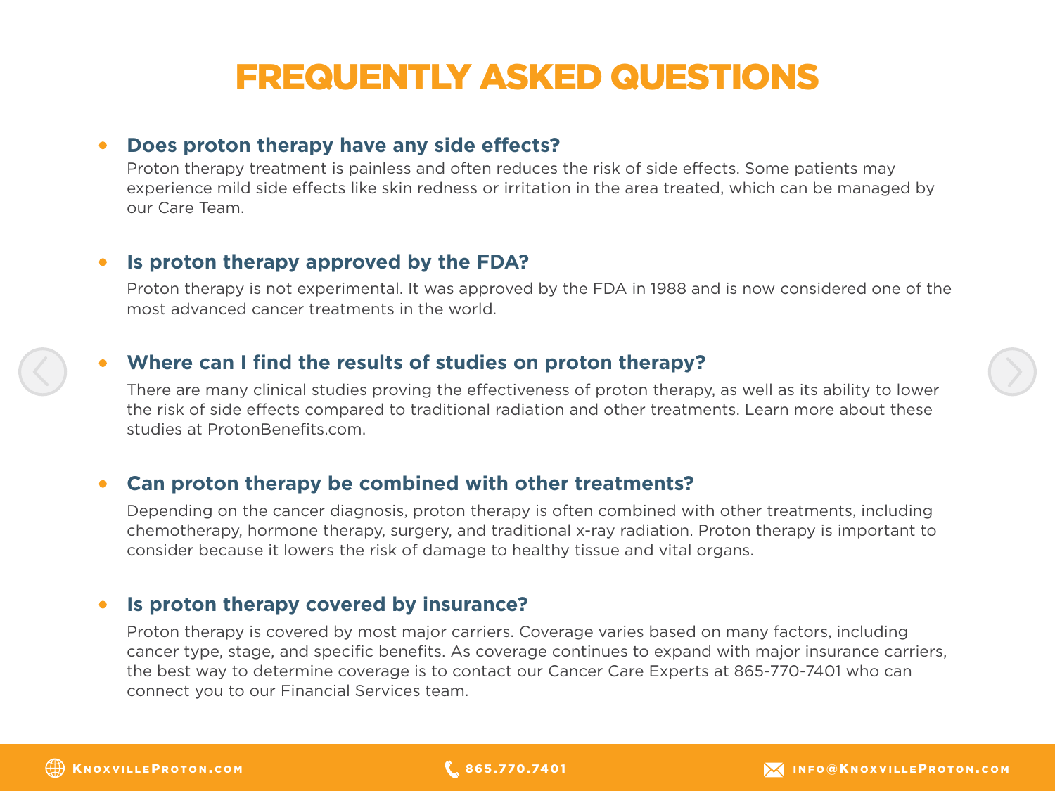# FREQUENTLY ASKED QUESTIONS

- **Does proton therapy have any side effects?**
  Proton therapy treatment is painless and often reduces the risk of side effects. Some patients may experience mild side effects like skin redness or irritation in the area treated, which can be managed by our Care Team.

- **Is proton therapy approved by the FDA?**
  Proton therapy is not experimental. It was approved by the FDA in 1988 and is now considered one of the most advanced cancer treatments in the world.

- **Where can I find the results of studies on proton therapy?**
  There are many clinical studies proving the effectiveness of proton therapy, as well as its ability to lower the risk of side effects compared to traditional radiation and other treatments. Learn more about these studies at ProtonBenefits.com.

- **Can proton therapy be combined with other treatments?**
  Depending on the cancer diagnosis, proton therapy is often combined with other treatments, including chemotherapy, hormone therapy, surgery, and traditional x-ray radiation. Proton therapy is important to consider because it lowers the risk of damage to healthy tissue and vital organs.

- **Is proton therapy covered by insurance?**
  Proton therapy is covered by most major carriers. Coverage varies based on many factors, including cancer type, stage, and specific benefits. As coverage continues to expand with major insurance carriers, the best way to determine coverage is to contact our Cancer Care Experts at 865-770-7401 who can connect you to our Financial Services team.

KnoxvilleProton.com | 865.770.7401 | info@KnoxvilleProton.com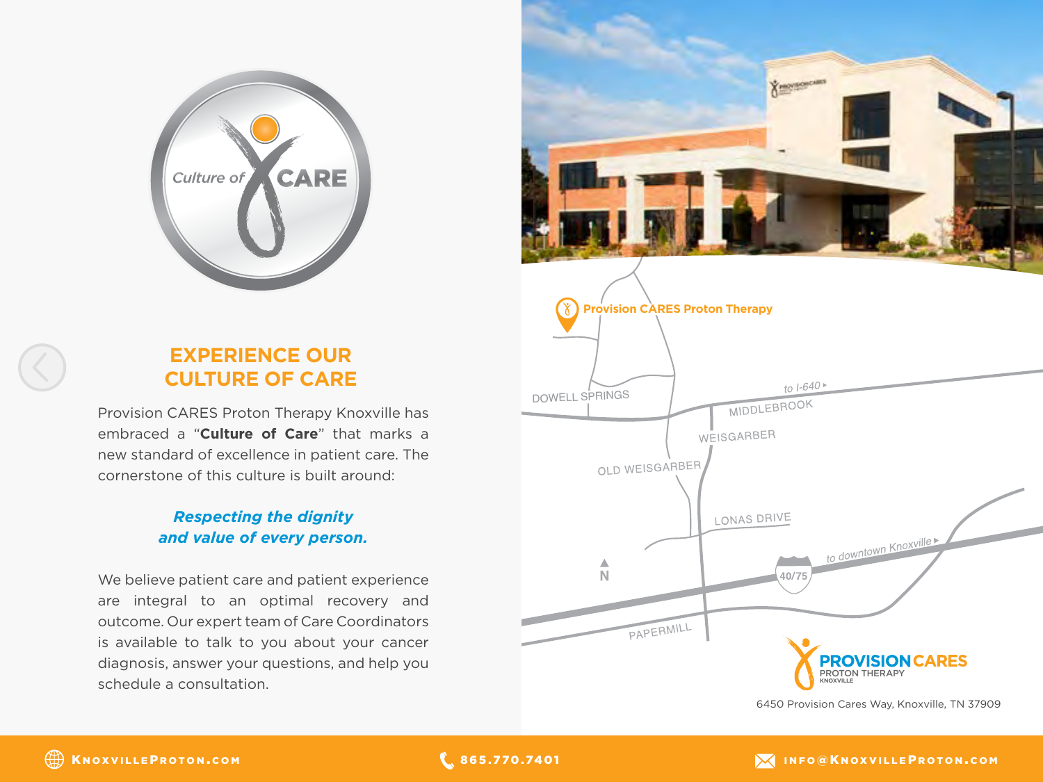Culture of CARE

## EXPERIENCE OUR CULTURE OF CARE

Provision CARES Proton Therapy Knoxville has embraced a "**Culture of Care**" that marks a new standard of excellence in patient care. The cornerstone of this culture is built around:

***Respecting the dignity and value of every person.***

We believe patient care and patient experience are integral to an optimal recovery and outcome. Our expert team of Care Coordinators is available to talk to you about your cancer diagnosis, answer your questions, and help you schedule a consultation.

Provision CARES Proton Therapy

DOWELL SPRINGS

to I-640

MIDDLEBROOK

WEISGARBER

OLD WEISGARBER

LONAS DRIVE

to downtown Knoxville

40/75

N

PAPERMILL

PROVISION CARES PROTON THERAPY KNOXVILLE

6450 Provision Cares Way, Knoxville, TN 37909

KnoxvilleProton.com 865.770.7401 info@KnoxvilleProton.com